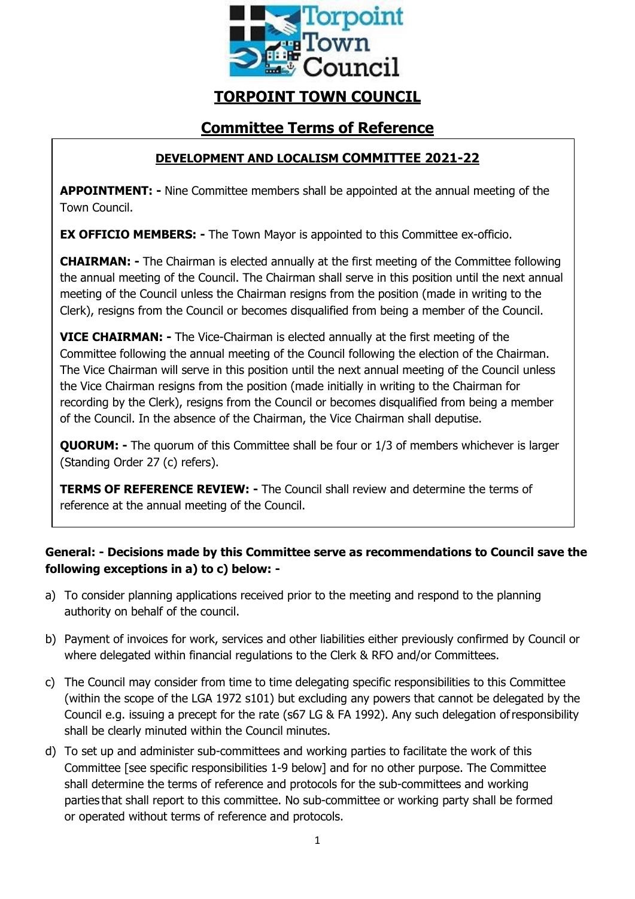# TORPOINT TOWN COUNCIL

## Committee Terms of Reference

### DEVELOPMENT AND LOCALISM COMMITTEE 2021-22

**APPOINTMENT: -** Nine Committee members shall be appointed at the annual meeting of the Town Council.

**EX OFFICIO MEMBERS: -** The Town Mayor is appointed to this Committee ex-officio.

**CHAIRMAN: -** The Chairman is elected annually at the first meeting of the Committee following the annual meeting of the Council. The Chairman shall serve in this position until the next annual meeting of the Council unless the Chairman resigns from the position (made in writing to the Clerk), resigns from the Council or becomes disqualified from being a member of the Council.

**VICE CHAIRMAN: -** The Vice-Chairman is elected annually at the first meeting of the Committee following the annual meeting of the Council following the election of the Chairman. The Vice Chairman will serve in this position until the next annual meeting of the Council unless the Vice Chairman resigns from the position (made initially in writing to the Chairman for recording by the Clerk), resigns from the Council or becomes disqualified from being a member of the Council. In the absence of the Chairman, the Vice Chairman shall deputise.

**QUORUM: -** The quorum of this Committee shall be four or 1/3 of members whichever is larger (Standing Order 27 (c) refers).

**TERMS OF REFERENCE REVIEW: -** The Council shall review and determine the terms of reference at the annual meeting of the Council.

**General: - Decisions made by this Committee serve as recommendations to Council save the following exceptions in a) to c) below: -**

a) To consider planning applications received prior to the meeting and respond to the planning authority on behalf of the council.

b) Payment of invoices for work, services and other liabilities either previously confirmed by Council or where delegated within financial regulations to the Clerk & RFO and/or Committees.

c) The Council may consider from time to time delegating specific responsibilities to this Committee (within the scope of the LGA 1972 s101) but excluding any powers that cannot be delegated by the Council e.g. issuing a precept for the rate (s67 LG & FA 1992). Any such delegation of responsibility shall be clearly minuted within the Council minutes.

d) To set up and administer sub-committees and working parties to facilitate the work of this Committee [see specific responsibilities 1-9 below] and for no other purpose. The Committee shall determine the terms of reference and protocols for the sub-committees and working parties that shall report to this committee. No sub-committee or working party shall be formed or operated without terms of reference and protocols.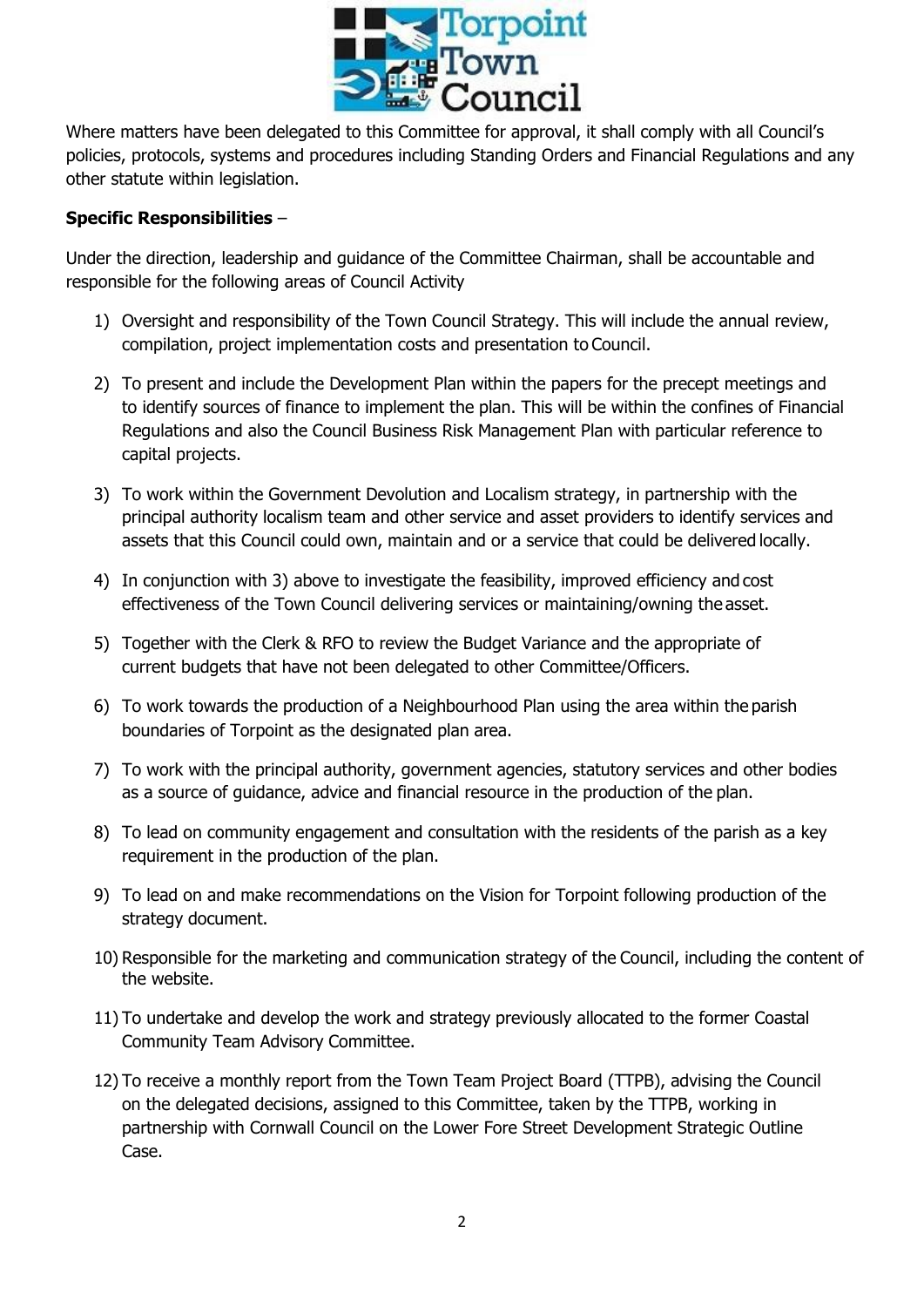Where matters have been delegated to this Committee for approval, it shall comply with all Council's policies, protocols, systems and procedures including Standing Orders and Financial Regulations and any other statute within legislation.

**Specific Responsibilities** –

Under the direction, leadership and guidance of the Committee Chairman, shall be accountable and responsible for the following areas of Council Activity

1) Oversight and responsibility of the Town Council Strategy. This will include the annual review, compilation, project implementation costs and presentation to Council.
2) To present and include the Development Plan within the papers for the precept meetings and to identify sources of finance to implement the plan. This will be within the confines of Financial Regulations and also the Council Business Risk Management Plan with particular reference to capital projects.
3) To work within the Government Devolution and Localism strategy, in partnership with the principal authority localism team and other service and asset providers to identify services and assets that this Council could own, maintain and or a service that could be delivered locally.
4) In conjunction with 3) above to investigate the feasibility, improved efficiency and cost effectiveness of the Town Council delivering services or maintaining/owning the asset.
5) Together with the Clerk & RFO to review the Budget Variance and the appropriate of current budgets that have not been delegated to other Committee/Officers.
6) To work towards the production of a Neighbourhood Plan using the area within the parish boundaries of Torpoint as the designated plan area.
7) To work with the principal authority, government agencies, statutory services and other bodies as a source of guidance, advice and financial resource in the production of the plan.
8) To lead on community engagement and consultation with the residents of the parish as a key requirement in the production of the plan.
9) To lead on and make recommendations on the Vision for Torpoint following production of the strategy document.
10) Responsible for the marketing and communication strategy of the Council, including the content of the website.
11) To undertake and develop the work and strategy previously allocated to the former Coastal Community Team Advisory Committee.
12) To receive a monthly report from the Town Team Project Board (TTPB), advising the Council on the delegated decisions, assigned to this Committee, taken by the TTPB, working in partnership with Cornwall Council on the Lower Fore Street Development Strategic Outline Case.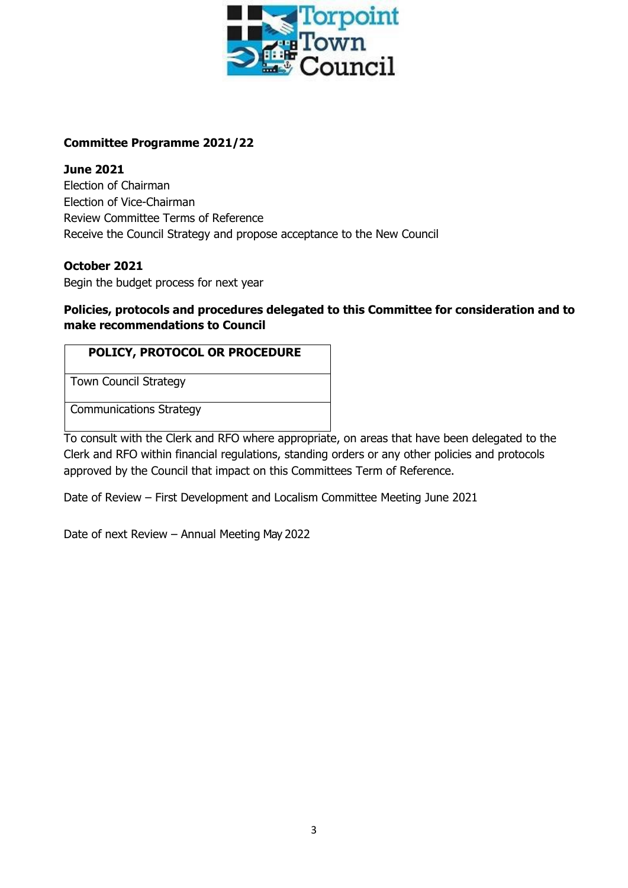**Committee Programme 2021/22**

**June 2021**
Election of Chairman
Election of Vice-Chairman
Review Committee Terms of Reference
Receive the Council Strategy and propose acceptance to the New Council

**October 2021**
Begin the budget process for next year

**Policies, protocols and procedures delegated to this Committee for consideration and to make recommendations to Council**

| POLICY, PROTOCOL OR PROCEDURE |
|---|
| Town Council Strategy |
| Communications Strategy |

To consult with the Clerk and RFO where appropriate, on areas that have been delegated to the Clerk and RFO within financial regulations, standing orders or any other policies and protocols approved by the Council that impact on this Committees Term of Reference.

Date of Review – First Development and Localism Committee Meeting June 2021

Date of next Review – Annual Meeting May 2022